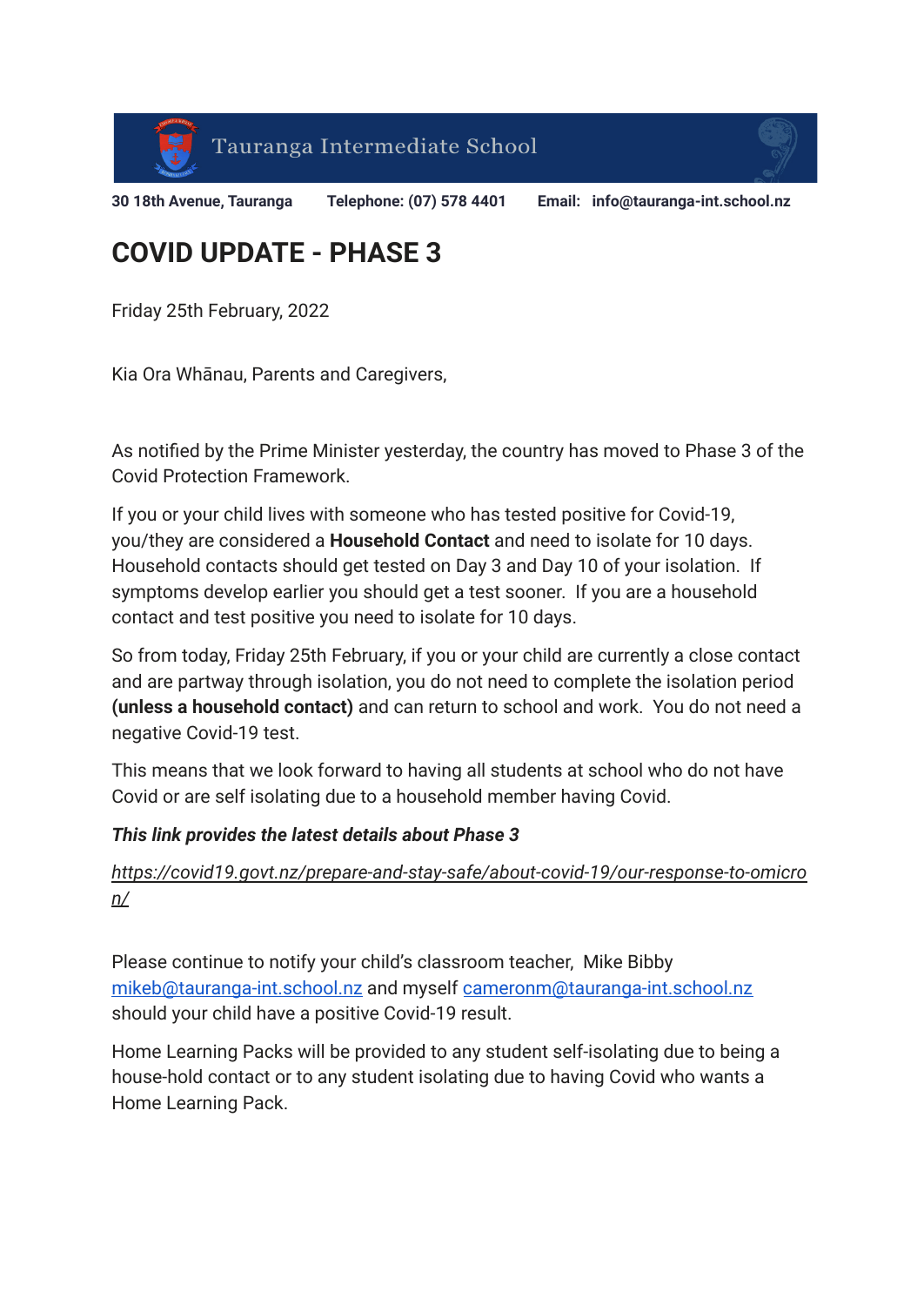Tauranga Intermediate School

**30 18th Avenue, Tauranga** **Telephone: (07) 578 4401** **Email: info@tauranga-int.school.nz**

# COVID UPDATE - PHASE 3

Friday 25th February, 2022

Kia Ora Whānau, Parents and Caregivers,

As notified by the Prime Minister yesterday, the country has moved to Phase 3 of the Covid Protection Framework.

If you or your child lives with someone who has tested positive for Covid-19, you/they are considered a **Household Contact** and need to isolate for 10 days. Household contacts should get tested on Day 3 and Day 10 of your isolation. If symptoms develop earlier you should get a test sooner. If you are a household contact and test positive you need to isolate for 10 days.

So from today, Friday 25th February, if you or your child are currently a close contact and are partway through isolation, you do not need to complete the isolation period **(unless a household contact)** and can return to school and work. You do not need a negative Covid-19 test.

This means that we look forward to having all students at school who do not have Covid or are self isolating due to a household member having Covid.

***This link provides the latest details about Phase 3***

*https://covid19.govt.nz/prepare-and-stay-safe/about-covid-19/our-response-to-omicron/*

Please continue to notify your child's classroom teacher, Mike Bibby mikeb@tauranga-int.school.nz and myself cameronm@tauranga-int.school.nz should your child have a positive Covid-19 result.

Home Learning Packs will be provided to any student self-isolating due to being a house-hold contact or to any student isolating due to having Covid who wants a Home Learning Pack.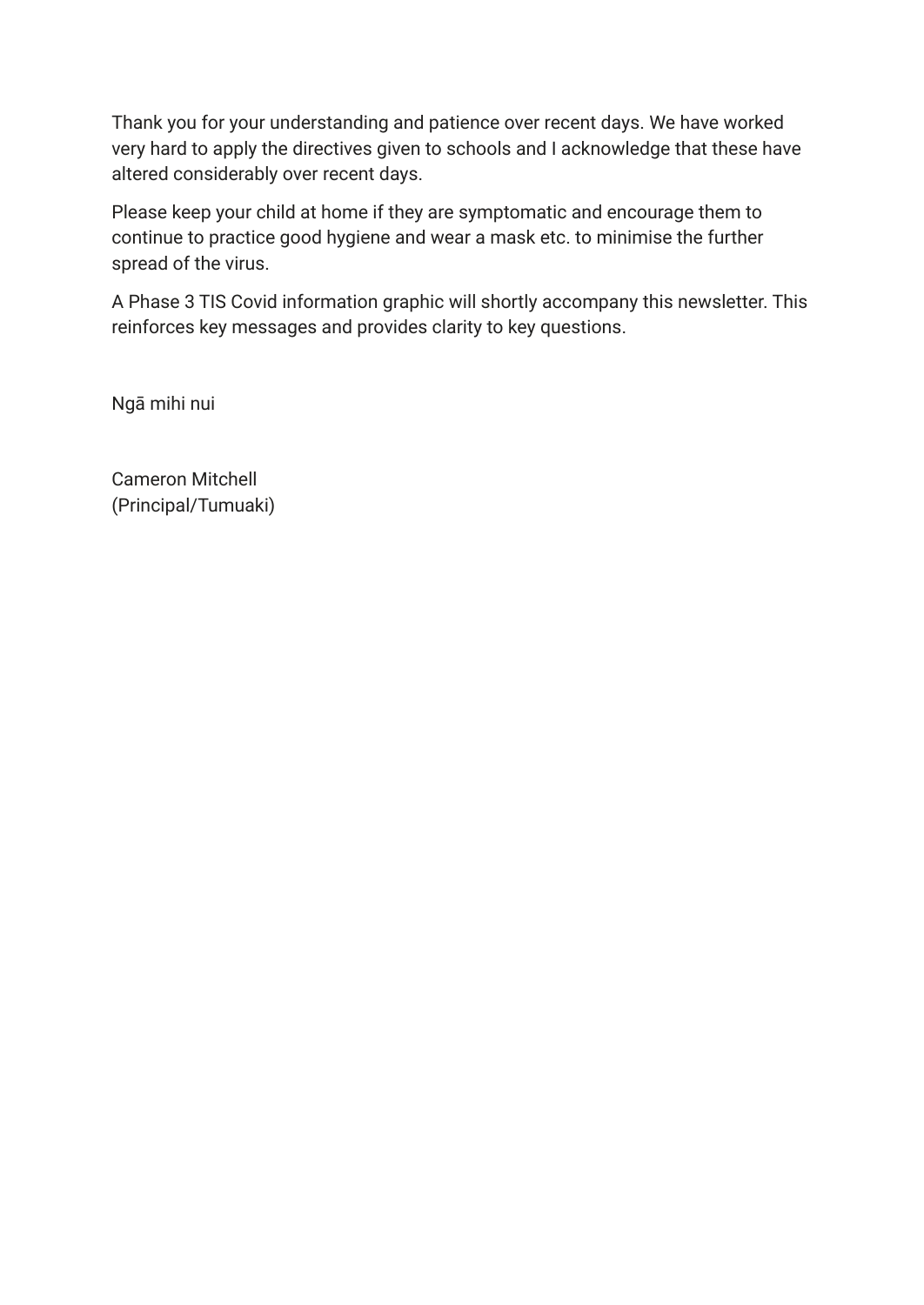Thank you for your understanding and patience over recent days. We have worked very hard to apply the directives given to schools and I acknowledge that these have altered considerably over recent days.

Please keep your child at home if they are symptomatic and encourage them to continue to practice good hygiene and wear a mask etc. to minimise the further spread of the virus.

A Phase 3 TIS Covid information graphic will shortly accompany this newsletter. This reinforces key messages and provides clarity to key questions.

Ngā mihi nui

Cameron Mitchell  
(Principal/Tumuaki)